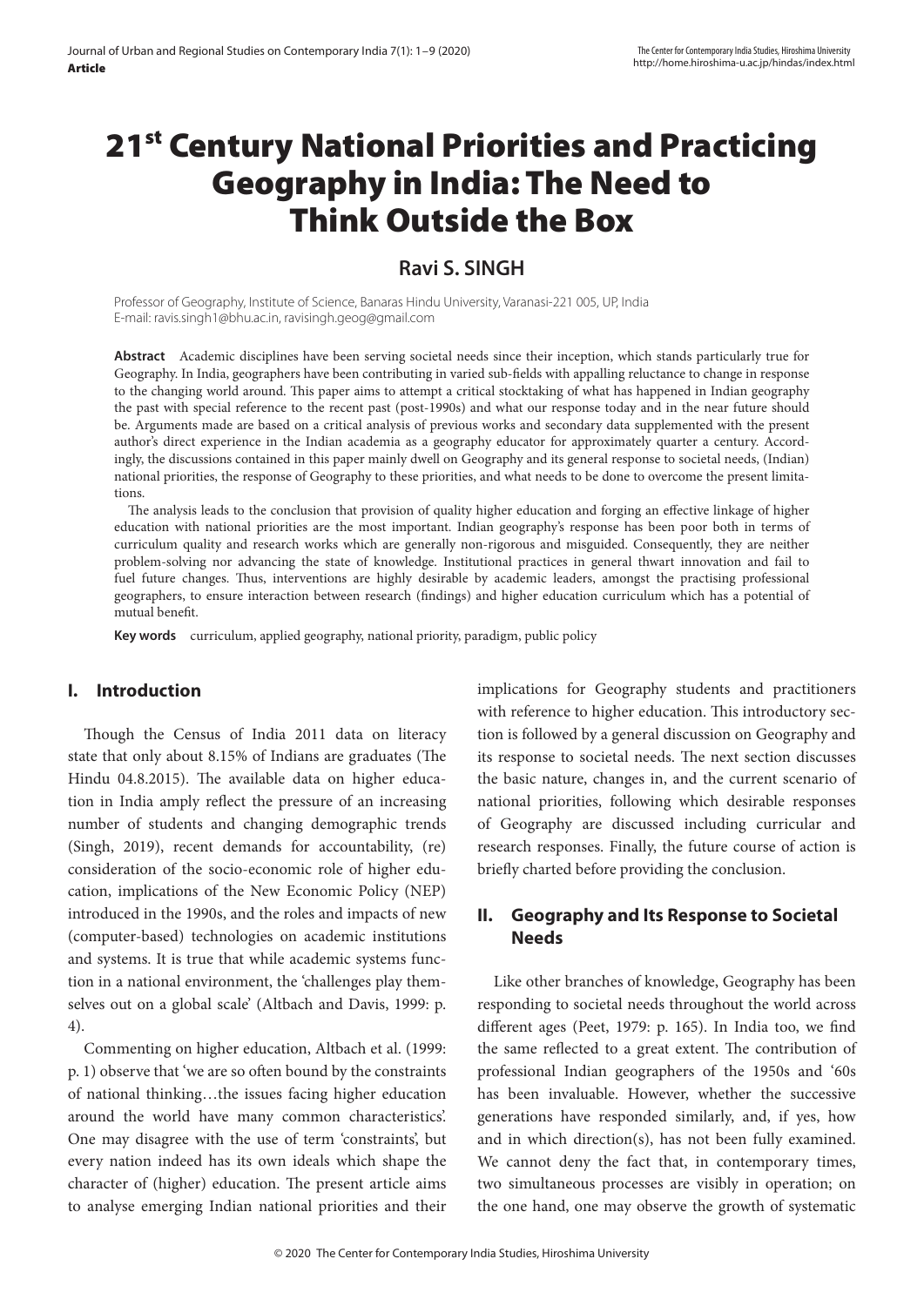Article

# 21st Century National Priorities and Practicing Geography in India: The Need to Think Outside the Box

## Ravi S. SINGH

Professor of Geography, Institute of Science, Banaras Hindu University, Varanasi-221 005, UP, India
E-mail: ravis.singh1@bhu.ac.in, ravisingh.geog@gmail.com

**Abstract** Academic disciplines have been serving societal needs since their inception, which stands particularly true for Geography. In India, geographers have been contributing in varied sub-fields with appalling reluctance to change in response to the changing world around. This paper aims to attempt a critical stocktaking of what has happened in Indian geography the past with special reference to the recent past (post-1990s) and what our response today and in the near future should be. Arguments made are based on a critical analysis of previous works and secondary data supplemented with the present author's direct experience in the Indian academia as a geography educator for approximately quarter a century. Accordingly, the discussions contained in this paper mainly dwell on Geography and its general response to societal needs, (Indian) national priorities, the response of Geography to these priorities, and what needs to be done to overcome the present limitations.

The analysis leads to the conclusion that provision of quality higher education and forging an effective linkage of higher education with national priorities are the most important. Indian geography's response has been poor both in terms of curriculum quality and research works which are generally non-rigorous and misguided. Consequently, they are neither problem-solving nor advancing the state of knowledge. Institutional practices in general thwart innovation and fail to fuel future changes. Thus, interventions are highly desirable by academic leaders, amongst the practising professional geographers, to ensure interaction between research (findings) and higher education curriculum which has a potential of mutual benefit.

**Key words** curriculum, applied geography, national priority, paradigm, public policy

## I. Introduction

Though the Census of India 2011 data on literacy state that only about 8.15% of Indians are graduates (The Hindu 04.8.2015). The available data on higher education in India amply reflect the pressure of an increasing number of students and changing demographic trends (Singh, 2019), recent demands for accountability, (re) consideration of the socio-economic role of higher education, implications of the New Economic Policy (NEP) introduced in the 1990s, and the roles and impacts of new (computer-based) technologies on academic institutions and systems. It is true that while academic systems function in a national environment, the 'challenges play themselves out on a global scale' (Altbach and Davis, 1999: p. 4).

Commenting on higher education, Altbach et al. (1999: p. 1) observe that 'we are so often bound by the constraints of national thinking…the issues facing higher education around the world have many common characteristics'. One may disagree with the use of term 'constraints', but every nation indeed has its own ideals which shape the character of (higher) education. The present article aims to analyse emerging Indian national priorities and their implications for Geography students and practitioners with reference to higher education. This introductory section is followed by a general discussion on Geography and its response to societal needs. The next section discusses the basic nature, changes in, and the current scenario of national priorities, following which desirable responses of Geography are discussed including curricular and research responses. Finally, the future course of action is briefly charted before providing the conclusion.

## II. Geography and Its Response to Societal Needs

Like other branches of knowledge, Geography has been responding to societal needs throughout the world across different ages (Peet, 1979: p. 165). In India too, we find the same reflected to a great extent. The contribution of professional Indian geographers of the 1950s and '60s has been invaluable. However, whether the successive generations have responded similarly, and, if yes, how and in which direction(s), has not been fully examined. We cannot deny the fact that, in contemporary times, two simultaneous processes are visibly in operation; on the one hand, one may observe the growth of systematic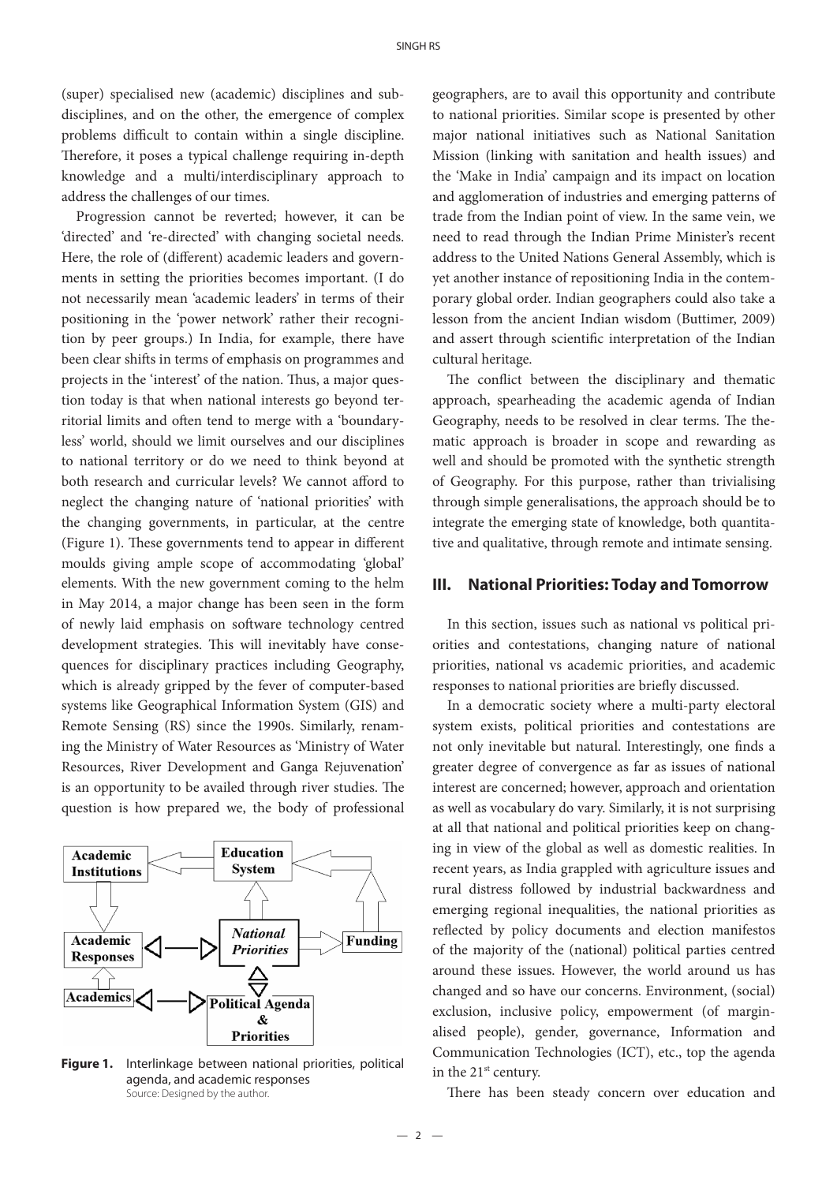(super) specialised new (academic) disciplines and sub-disciplines, and on the other, the emergence of complex problems difficult to contain within a single discipline. Therefore, it poses a typical challenge requiring in-depth knowledge and a multi/interdisciplinary approach to address the challenges of our times.

Progression cannot be reverted; however, it can be 'directed' and 're-directed' with changing societal needs. Here, the role of (different) academic leaders and governments in setting the priorities becomes important. (I do not necessarily mean 'academic leaders' in terms of their positioning in the 'power network' rather their recognition by peer groups.) In India, for example, there have been clear shifts in terms of emphasis on programmes and projects in the 'interest' of the nation. Thus, a major question today is that when national interests go beyond territorial limits and often tend to merge with a 'boundary-less' world, should we limit ourselves and our disciplines to national territory or do we need to think beyond at both research and curricular levels? We cannot afford to neglect the changing nature of 'national priorities' with the changing governments, in particular, at the centre (Figure 1). These governments tend to appear in different moulds giving ample scope of accommodating 'global' elements. With the new government coming to the helm in May 2014, a major change has been seen in the form of newly laid emphasis on software technology centred development strategies. This will inevitably have consequences for disciplinary practices including Geography, which is already gripped by the fever of computer-based systems like Geographical Information System (GIS) and Remote Sensing (RS) since the 1990s. Similarly, renaming the Ministry of Water Resources as 'Ministry of Water Resources, River Development and Ganga Rejuvenation' is an opportunity to be availed through river studies. The question is how prepared we, the body of professional geographers, are to avail this opportunity and contribute to national priorities. Similar scope is presented by other major national initiatives such as National Sanitation Mission (linking with sanitation and health issues) and the 'Make in India' campaign and its impact on location and agglomeration of industries and emerging patterns of trade from the Indian point of view. In the same vein, we need to read through the Indian Prime Minister's recent address to the United Nations General Assembly, which is yet another instance of repositioning India in the contemporary global order. Indian geographers could also take a lesson from the ancient Indian wisdom (Buttimer, 2009) and assert through scientific interpretation of the Indian cultural heritage.

Academic Institutions | Education System | Academic Responses | *National Priorities* | Funding | Academics | Political Agenda & Priorities

**Figure 1.** Interlinkage between national priorities, political agenda, and academic responses
Source: Designed by the author.

The conflict between the disciplinary and thematic approach, spearheading the academic agenda of Indian Geography, needs to be resolved in clear terms. The thematic approach is broader in scope and rewarding as well and should be promoted with the synthetic strength of Geography. For this purpose, rather than trivialising through simple generalisations, the approach should be to integrate the emerging state of knowledge, both quantitative and qualitative, through remote and intimate sensing.

## III. National Priorities: Today and Tomorrow

In this section, issues such as national vs political priorities and contestations, changing nature of national priorities, national vs academic priorities, and academic responses to national priorities are briefly discussed.

In a democratic society where a multi-party electoral system exists, political priorities and contestations are not only inevitable but natural. Interestingly, one finds a greater degree of convergence as far as issues of national interest are concerned; however, approach and orientation as well as vocabulary do vary. Similarly, it is not surprising at all that national and political priorities keep on changing in view of the global as well as domestic realities. In recent years, as India grappled with agriculture issues and rural distress followed by industrial backwardness and emerging regional inequalities, the national priorities as reflected by policy documents and election manifestos of the majority of the (national) political parties centred around these issues. However, the world around us has changed and so have our concerns. Environment, (social) exclusion, inclusive policy, empowerment (of marginalised people), gender, governance, Information and Communication Technologies (ICT), etc., top the agenda in the 21st century.

There has been steady concern over education and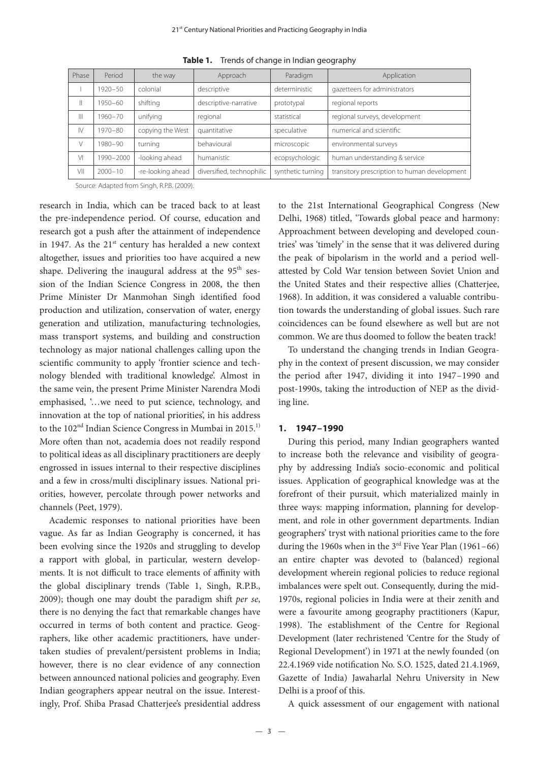**Table 1.** Trends of change in Indian geography

| Phase | Period | the way | Approach | Paradigm | Application |
|---|---|---|---|---|---|
| I | 1920–50 | colonial | descriptive | deterministic | gazetteers for administrators |
| II | 1950–60 | shifting | descriptive-narrative | prototypal | regional reports |
| III | 1960–70 | unifying | regional | statistical | regional surveys, development |
| IV | 1970–80 | copying the West | quantitative | speculative | numerical and scientific |
| V | 1980–90 | turning | behavioural | microscopic | environmental surveys |
| VI | 1990–2000 | -looking ahead | humanistic | ecopsychologic | human understanding & service |
| VII | 2000–10 | -re-looking ahead | diversified, technophilic | synthetic turning | transitory prescription to human development |

Source: Adapted from Singh, R.P.B. (2009).

research in India, which can be traced back to at least the pre-independence period. Of course, education and research got a push after the attainment of independence in 1947. As the 21st century has heralded a new context altogether, issues and priorities too have acquired a new shape. Delivering the inaugural address at the 95th session of the Indian Science Congress in 2008, the then Prime Minister Dr Manmohan Singh identified food production and utilization, conservation of water, energy generation and utilization, manufacturing technologies, mass transport systems, and building and construction technology as major national challenges calling upon the scientific community to apply 'frontier science and technology blended with traditional knowledge'. Almost in the same vein, the present Prime Minister Narendra Modi emphasised, '…we need to put science, technology, and innovation at the top of national priorities', in his address to the 102nd Indian Science Congress in Mumbai in 2015.[1] More often than not, academia does not readily respond to political ideas as all disciplinary practitioners are deeply engrossed in issues internal to their respective disciplines and a few in cross/multi disciplinary issues. National priorities, however, percolate through power networks and channels (Peet, 1979).

Academic responses to national priorities have been vague. As far as Indian Geography is concerned, it has been evolving since the 1920s and struggling to develop a rapport with global, in particular, western developments. It is not difficult to trace elements of affinity with the global disciplinary trends (Table 1, Singh, R.P.B., 2009); though one may doubt the paradigm shift *per se*, there is no denying the fact that remarkable changes have occurred in terms of both content and practice. Geographers, like other academic practitioners, have undertaken studies of prevalent/persistent problems in India; however, there is no clear evidence of any connection between announced national policies and geography. Even Indian geographers appear neutral on the issue. Interestingly, Prof. Shiba Prasad Chatterjee's presidential address to the 21st International Geographical Congress (New Delhi, 1968) titled, 'Towards global peace and harmony: Approachment between developing and developed countries' was 'timely' in the sense that it was delivered during the peak of bipolarism in the world and a period well-attested by Cold War tension between Soviet Union and the United States and their respective allies (Chatterjee, 1968). In addition, it was considered a valuable contribution towards the understanding of global issues. Such rare coincidences can be found elsewhere as well but are not common. We are thus doomed to follow the beaten track!

To understand the changing trends in Indian Geography in the context of present discussion, we may consider the period after 1947, dividing it into 1947–1990 and post-1990s, taking the introduction of NEP as the dividing line.

## 1. 1947–1990

During this period, many Indian geographers wanted to increase both the relevance and visibility of geography by addressing India's socio-economic and political issues. Application of geographical knowledge was at the forefront of their pursuit, which materialized mainly in three ways: mapping information, planning for development, and role in other government departments. Indian geographers' tryst with national priorities came to the fore during the 1960s when in the 3rd Five Year Plan (1961–66) an entire chapter was devoted to (balanced) regional development wherein regional policies to reduce regional imbalances were spelt out. Consequently, during the mid-1970s, regional policies in India were at their zenith and were a favourite among geography practitioners (Kapur, 1998). The establishment of the Centre for Regional Development (later rechristened 'Centre for the Study of Regional Development') in 1971 at the newly founded (on 22.4.1969 vide notification No. S.O. 1525, dated 21.4.1969, Gazette of India) Jawaharlal Nehru University in New Delhi is a proof of this.

A quick assessment of our engagement with national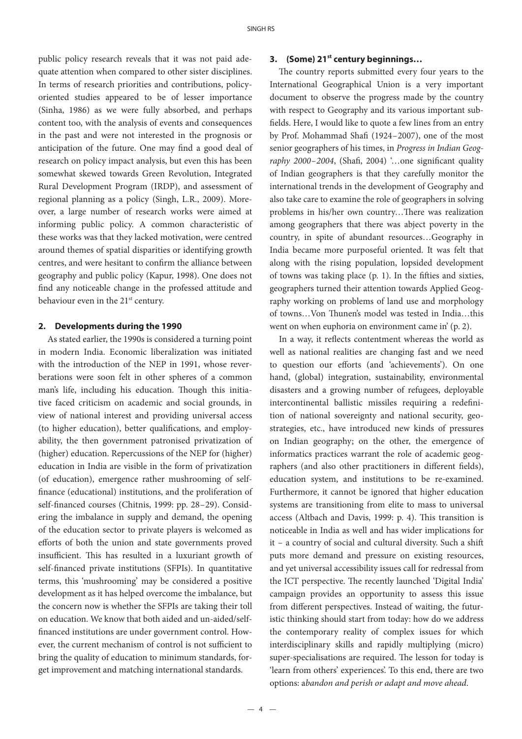public policy research reveals that it was not paid adequate attention when compared to other sister disciplines. In terms of research priorities and contributions, policy-oriented studies appeared to be of lesser importance (Sinha, 1986) as we were fully absorbed, and perhaps content too, with the analysis of events and consequences in the past and were not interested in the prognosis or anticipation of the future. One may find a good deal of research on policy impact analysis, but even this has been somewhat skewed towards Green Revolution, Integrated Rural Development Program (IRDP), and assessment of regional planning as a policy (Singh, L.R., 2009). Moreover, a large number of research works were aimed at informing public policy. A common characteristic of these works was that they lacked motivation, were centred around themes of spatial disparities or identifying growth centres, and were hesitant to confirm the alliance between geography and public policy (Kapur, 1998). One does not find any noticeable change in the professed attitude and behaviour even in the 21st century.

## 2. Developments during the 1990

As stated earlier, the 1990s is considered a turning point in modern India. Economic liberalization was initiated with the introduction of the NEP in 1991, whose reverberations were soon felt in other spheres of a common man's life, including his education. Though this initiative faced criticism on academic and social grounds, in view of national interest and providing universal access (to higher education), better qualifications, and employability, the then government patronised privatization of (higher) education. Repercussions of the NEP for (higher) education in India are visible in the form of privatization (of education), emergence rather mushrooming of self-finance (educational) institutions, and the proliferation of self-financed courses (Chitnis, 1999: pp. 28–29). Considering the imbalance in supply and demand, the opening of the education sector to private players is welcomed as efforts of both the union and state governments proved insufficient. This has resulted in a luxuriant growth of self-financed private institutions (SFPIs). In quantitative terms, this 'mushrooming' may be considered a positive development as it has helped overcome the imbalance, but the concern now is whether the SFPIs are taking their toll on education. We know that both aided and un-aided/self-financed institutions are under government control. However, the current mechanism of control is not sufficient to bring the quality of education to minimum standards, forget improvement and matching international standards.

## 3. (Some) 21st century beginnings…

The country reports submitted every four years to the International Geographical Union is a very important document to observe the progress made by the country with respect to Geography and its various important subfields. Here, I would like to quote a few lines from an entry by Prof. Mohammad Shafi (1924–2007), one of the most senior geographers of his times, in *Progress in Indian Geography 2000–2004*, (Shafi, 2004) '…one significant quality of Indian geographers is that they carefully monitor the international trends in the development of Geography and also take care to examine the role of geographers in solving problems in his/her own country…There was realization among geographers that there was abject poverty in the country, in spite of abundant resources…Geography in India became more purposeful oriented. It was felt that along with the rising population, lopsided development of towns was taking place (p. 1). In the fifties and sixties, geographers turned their attention towards Applied Geography working on problems of land use and morphology of towns…Von Thunen's model was tested in India…this went on when euphoria on environment came in' (p. 2).

In a way, it reflects contentment whereas the world as well as national realities are changing fast and we need to question our efforts (and 'achievements'). On one hand, (global) integration, sustainability, environmental disasters and a growing number of refugees, deployable intercontinental ballistic missiles requiring a redefinition of national sovereignty and national security, geostrategies, etc., have introduced new kinds of pressures on Indian geography; on the other, the emergence of informatics practices warrant the role of academic geographers (and also other practitioners in different fields), education system, and institutions to be re-examined. Furthermore, it cannot be ignored that higher education systems are transitioning from elite to mass to universal access (Altbach and Davis, 1999: p. 4). This transition is noticeable in India as well and has wider implications for it – a country of social and cultural diversity. Such a shift puts more demand and pressure on existing resources, and yet universal accessibility issues call for redressal from the ICT perspective. The recently launched 'Digital India' campaign provides an opportunity to assess this issue from different perspectives. Instead of waiting, the futuristic thinking should start from today: how do we address the contemporary reality of complex issues for which interdisciplinary skills and rapidly multiplying (micro) super-specialisations are required. The lesson for today is 'learn from others' experiences'. To this end, there are two options: a*bandon and perish or adapt and move ahead*.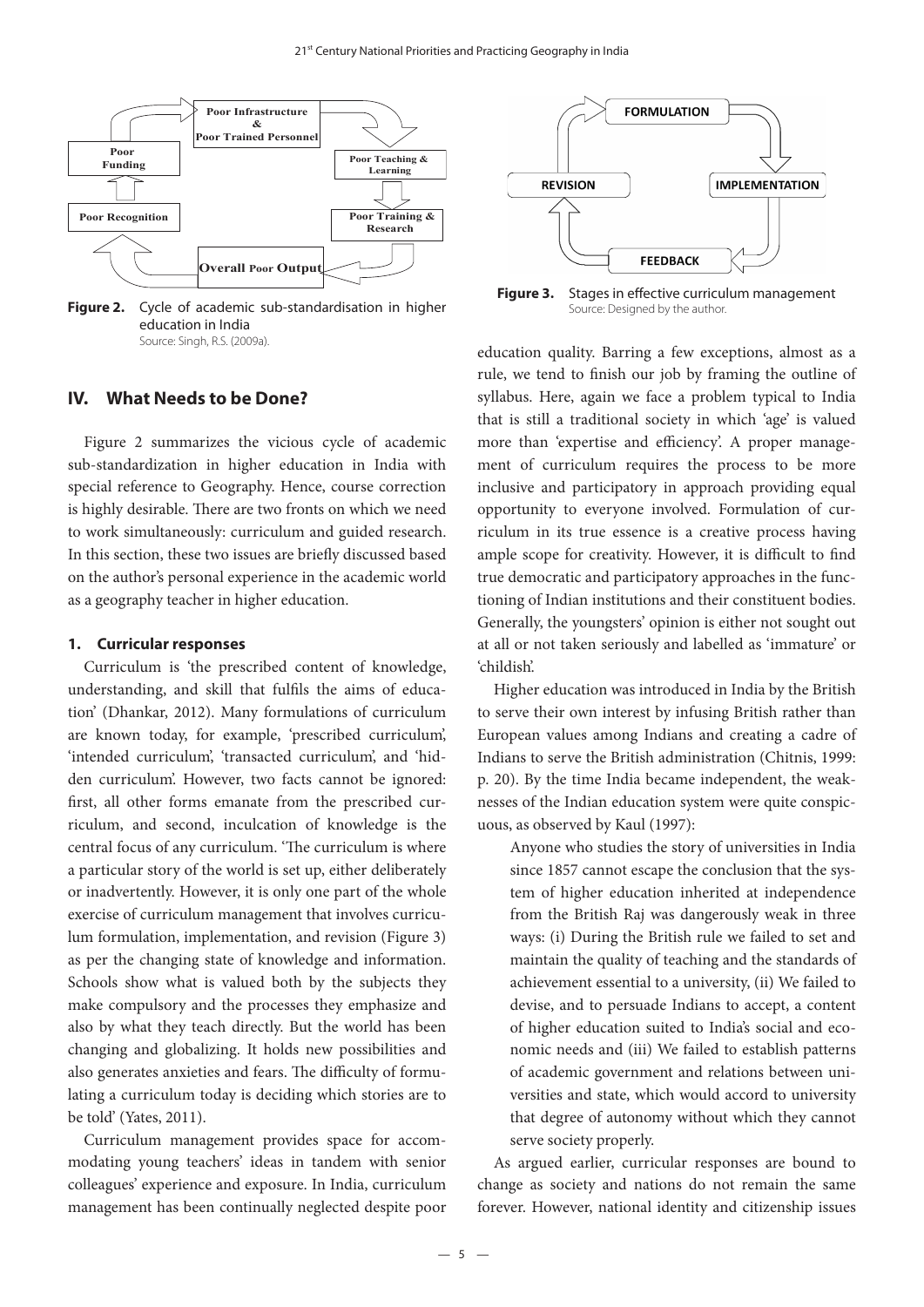Poor Infrastructure & Poor Trained Personnel → Poor Teaching & Learning → Poor Training & Research → Overall Poor Output → Poor Recognition → Poor Funding → Poor Infrastructure & Poor Trained Personnel

**Figure 2.** Cycle of academic sub-standardisation in higher education in India
Source: Singh, R.S. (2009a).

## IV. What Needs to be Done?

Figure 2 summarizes the vicious cycle of academic sub-standardization in higher education in India with special reference to Geography. Hence, course correction is highly desirable. There are two fronts on which we need to work simultaneously: curriculum and guided research. In this section, these two issues are briefly discussed based on the author's personal experience in the academic world as a geography teacher in higher education.

### 1. Curricular responses

Curriculum is 'the prescribed content of knowledge, understanding, and skill that fulfils the aims of education' (Dhankar, 2012). Many formulations of curriculum are known today, for example, 'prescribed curriculum', 'intended curriculum', 'transacted curriculum', and 'hidden curriculum'. However, two facts cannot be ignored: first, all other forms emanate from the prescribed curriculum, and second, inculcation of knowledge is the central focus of any curriculum. 'The curriculum is where a particular story of the world is set up, either deliberately or inadvertently. However, it is only one part of the whole exercise of curriculum management that involves curriculum formulation, implementation, and revision (Figure 3) as per the changing state of knowledge and information. Schools show what is valued both by the subjects they make compulsory and the processes they emphasize and also by what they teach directly. But the world has been changing and globalizing. It holds new possibilities and also generates anxieties and fears. The difficulty of formulating a curriculum today is deciding which stories are to be told' (Yates, 2011).

Curriculum management provides space for accommodating young teachers' ideas in tandem with senior colleagues' experience and exposure. In India, curriculum management has been continually neglected despite poor education quality. Barring a few exceptions, almost as a rule, we tend to finish our job by framing the outline of syllabus. Here, again we face a problem typical to India that is still a traditional society in which 'age' is valued more than 'expertise and efficiency'. A proper management of curriculum requires the process to be more inclusive and participatory in approach providing equal opportunity to everyone involved. Formulation of curriculum in its true essence is a creative process having ample scope for creativity. However, it is difficult to find true democratic and participatory approaches in the functioning of Indian institutions and their constituent bodies. Generally, the youngsters' opinion is either not sought out at all or not taken seriously and labelled as 'immature' or 'childish'.

FORMULATION → IMPLEMENTATION → FEEDBACK → REVISION → FORMULATION

**Figure 3.** Stages in effective curriculum management
Source: Designed by the author.

Higher education was introduced in India by the British to serve their own interest by infusing British rather than European values among Indians and creating a cadre of Indians to serve the British administration (Chitnis, 1999: p. 20). By the time India became independent, the weaknesses of the Indian education system were quite conspicuous, as observed by Kaul (1997):

> Anyone who studies the story of universities in India since 1857 cannot escape the conclusion that the system of higher education inherited at independence from the British Raj was dangerously weak in three ways: (i) During the British rule we failed to set and maintain the quality of teaching and the standards of achievement essential to a university, (ii) We failed to devise, and to persuade Indians to accept, a content of higher education suited to India's social and economic needs and (iii) We failed to establish patterns of academic government and relations between universities and state, which would accord to university that degree of autonomy without which they cannot serve society properly.

As argued earlier, curricular responses are bound to change as society and nations do not remain the same forever. However, national identity and citizenship issues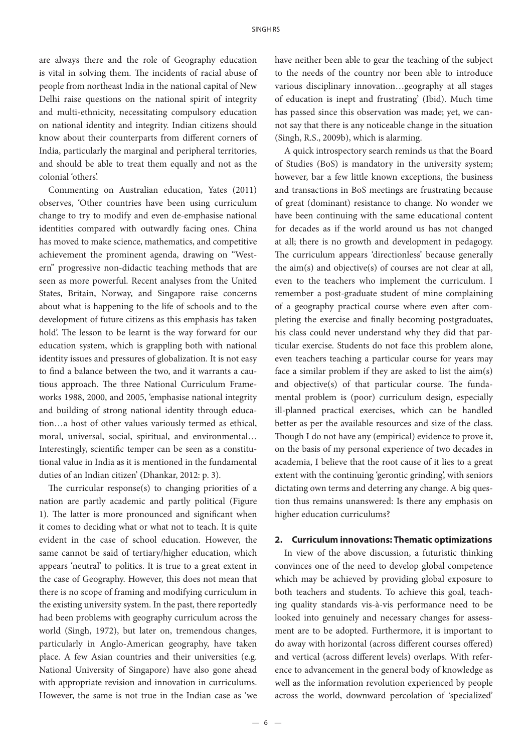are always there and the role of Geography education is vital in solving them. The incidents of racial abuse of people from northeast India in the national capital of New Delhi raise questions on the national spirit of integrity and multi-ethnicity, necessitating compulsory education on national identity and integrity. Indian citizens should know about their counterparts from different corners of India, particularly the marginal and peripheral territories, and should be able to treat them equally and not as the colonial 'others'.

Commenting on Australian education, Yates (2011) observes, 'Other countries have been using curriculum change to try to modify and even de-emphasise national identities compared with outwardly facing ones. China has moved to make science, mathematics, and competitive achievement the prominent agenda, drawing on "Western" progressive non-didactic teaching methods that are seen as more powerful. Recent analyses from the United States, Britain, Norway, and Singapore raise concerns about what is happening to the life of schools and to the development of future citizens as this emphasis has taken hold'. The lesson to be learnt is the way forward for our education system, which is grappling both with national identity issues and pressures of globalization. It is not easy to find a balance between the two, and it warrants a cautious approach. The three National Curriculum Frameworks 1988, 2000, and 2005, 'emphasise national integrity and building of strong national identity through education…a host of other values variously termed as ethical, moral, universal, social, spiritual, and environmental… Interestingly, scientific temper can be seen as a constitutional value in India as it is mentioned in the fundamental duties of an Indian citizen' (Dhankar, 2012: p. 3).

The curricular response(s) to changing priorities of a nation are partly academic and partly political (Figure 1). The latter is more pronounced and significant when it comes to deciding what or what not to teach. It is quite evident in the case of school education. However, the same cannot be said of tertiary/higher education, which appears 'neutral' to politics. It is true to a great extent in the case of Geography. However, this does not mean that there is no scope of framing and modifying curriculum in the existing university system. In the past, there reportedly had been problems with geography curriculum across the world (Singh, 1972), but later on, tremendous changes, particularly in Anglo-American geography, have taken place. A few Asian countries and their universities (e.g. National University of Singapore) have also gone ahead with appropriate revision and innovation in curriculums. However, the same is not true in the Indian case as 'we have neither been able to gear the teaching of the subject to the needs of the country nor been able to introduce various disciplinary innovation…geography at all stages of education is inept and frustrating' (Ibid). Much time has passed since this observation was made; yet, we cannot say that there is any noticeable change in the situation (Singh, R.S., 2009b), which is alarming.

A quick introspectory search reminds us that the Board of Studies (BoS) is mandatory in the university system; however, bar a few little known exceptions, the business and transactions in BoS meetings are frustrating because of great (dominant) resistance to change. No wonder we have been continuing with the same educational content for decades as if the world around us has not changed at all; there is no growth and development in pedagogy. The curriculum appears 'directionless' because generally the aim(s) and objective(s) of courses are not clear at all, even to the teachers who implement the curriculum. I remember a post-graduate student of mine complaining of a geography practical course where even after completing the exercise and finally becoming postgraduates, his class could never understand why they did that particular exercise. Students do not face this problem alone, even teachers teaching a particular course for years may face a similar problem if they are asked to list the aim(s) and objective(s) of that particular course. The fundamental problem is (poor) curriculum design, especially ill-planned practical exercises, which can be handled better as per the available resources and size of the class. Though I do not have any (empirical) evidence to prove it, on the basis of my personal experience of two decades in academia, I believe that the root cause of it lies to a great extent with the continuing 'gerontic grinding', with seniors dictating own terms and deterring any change. A big question thus remains unanswered: Is there any emphasis on higher education curriculums?

## 2. Curriculum innovations: Thematic optimizations

In view of the above discussion, a futuristic thinking convinces one of the need to develop global competence which may be achieved by providing global exposure to both teachers and students. To achieve this goal, teaching quality standards vis-à-vis performance need to be looked into genuinely and necessary changes for assessment are to be adopted. Furthermore, it is important to do away with horizontal (across different courses offered) and vertical (across different levels) overlaps. With reference to advancement in the general body of knowledge as well as the information revolution experienced by people across the world, downward percolation of 'specialized'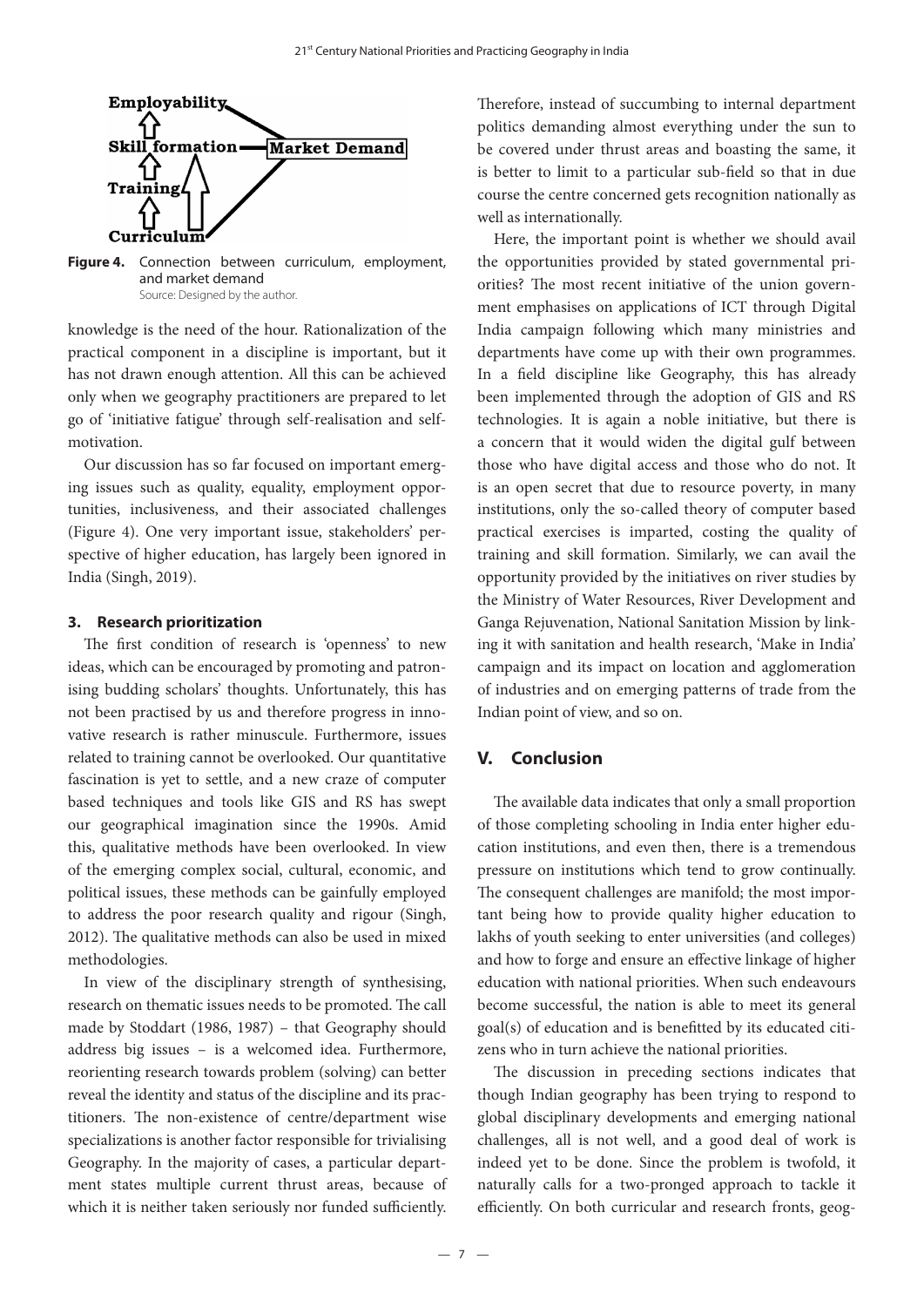Figure 4. Connection between curriculum, employment, and market demand
Source: Designed by the author.

knowledge is the need of the hour. Rationalization of the practical component in a discipline is important, but it has not drawn enough attention. All this can be achieved only when we geography practitioners are prepared to let go of 'initiative fatigue' through self-realisation and self-motivation.

Our discussion has so far focused on important emerging issues such as quality, equality, employment opportunities, inclusiveness, and their associated challenges (Figure 4). One very important issue, stakeholders' perspective of higher education, has largely been ignored in India (Singh, 2019).

### 3. Research prioritization

The first condition of research is 'openness' to new ideas, which can be encouraged by promoting and patronising budding scholars' thoughts. Unfortunately, this has not been practised by us and therefore progress in innovative research is rather minuscule. Furthermore, issues related to training cannot be overlooked. Our quantitative fascination is yet to settle, and a new craze of computer based techniques and tools like GIS and RS has swept our geographical imagination since the 1990s. Amid this, qualitative methods have been overlooked. In view of the emerging complex social, cultural, economic, and political issues, these methods can be gainfully employed to address the poor research quality and rigour (Singh, 2012). The qualitative methods can also be used in mixed methodologies.

In view of the disciplinary strength of synthesising, research on thematic issues needs to be promoted. The call made by Stoddart (1986, 1987) – that Geography should address big issues – is a welcomed idea. Furthermore, reorienting research towards problem (solving) can better reveal the identity and status of the discipline and its practitioners. The non-existence of centre/department wise specializations is another factor responsible for trivialising Geography. In the majority of cases, a particular department states multiple current thrust areas, because of which it is neither taken seriously nor funded sufficiently. Therefore, instead of succumbing to internal department politics demanding almost everything under the sun to be covered under thrust areas and boasting the same, it is better to limit to a particular sub-field so that in due course the centre concerned gets recognition nationally as well as internationally.

Here, the important point is whether we should avail the opportunities provided by stated governmental priorities? The most recent initiative of the union government emphasises on applications of ICT through Digital India campaign following which many ministries and departments have come up with their own programmes. In a field discipline like Geography, this has already been implemented through the adoption of GIS and RS technologies. It is again a noble initiative, but there is a concern that it would widen the digital gulf between those who have digital access and those who do not. It is an open secret that due to resource poverty, in many institutions, only the so-called theory of computer based practical exercises is imparted, costing the quality of training and skill formation. Similarly, we can avail the opportunity provided by the initiatives on river studies by the Ministry of Water Resources, River Development and Ganga Rejuvenation, National Sanitation Mission by linking it with sanitation and health research, 'Make in India' campaign and its impact on location and agglomeration of industries and on emerging patterns of trade from the Indian point of view, and so on.

## V. Conclusion

The available data indicates that only a small proportion of those completing schooling in India enter higher education institutions, and even then, there is a tremendous pressure on institutions which tend to grow continually. The consequent challenges are manifold; the most important being how to provide quality higher education to lakhs of youth seeking to enter universities (and colleges) and how to forge and ensure an effective linkage of higher education with national priorities. When such endeavours become successful, the nation is able to meet its general goal(s) of education and is benefitted by its educated citizens who in turn achieve the national priorities.

The discussion in preceding sections indicates that though Indian geography has been trying to respond to global disciplinary developments and emerging national challenges, all is not well, and a good deal of work is indeed yet to be done. Since the problem is twofold, it naturally calls for a two-pronged approach to tackle it efficiently. On both curricular and research fronts, geog-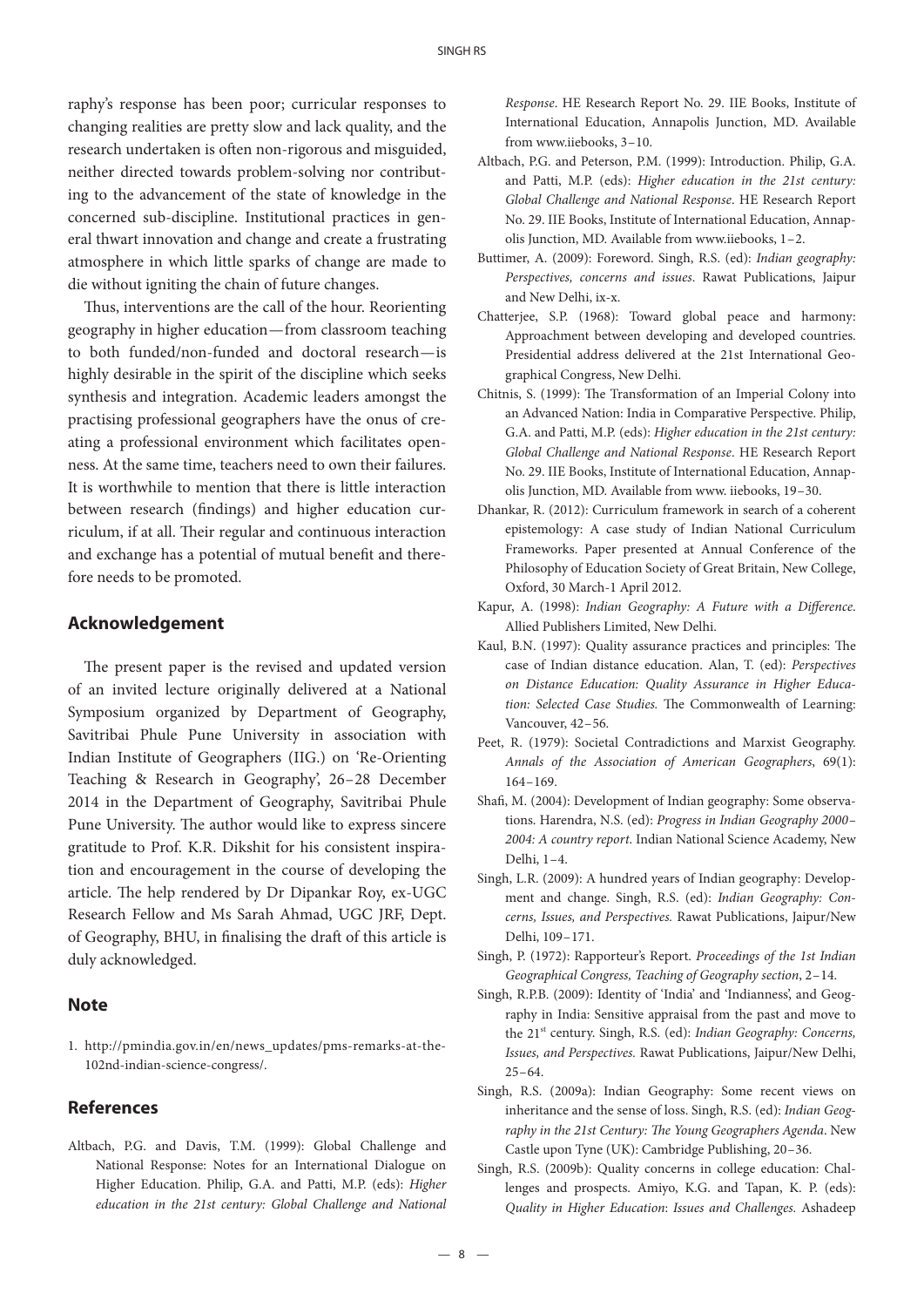raphy's response has been poor; curricular responses to changing realities are pretty slow and lack quality, and the research undertaken is often non-rigorous and misguided, neither directed towards problem-solving nor contributing to the advancement of the state of knowledge in the concerned sub-discipline. Institutional practices in general thwart innovation and change and create a frustrating atmosphere in which little sparks of change are made to die without igniting the chain of future changes.

Thus, interventions are the call of the hour. Reorienting geography in higher education—from classroom teaching to both funded/non-funded and doctoral research—is highly desirable in the spirit of the discipline which seeks synthesis and integration. Academic leaders amongst the practising professional geographers have the onus of creating a professional environment which facilitates openness. At the same time, teachers need to own their failures. It is worthwhile to mention that there is little interaction between research (findings) and higher education curriculum, if at all. Their regular and continuous interaction and exchange has a potential of mutual benefit and therefore needs to be promoted.

## Acknowledgement

The present paper is the revised and updated version of an invited lecture originally delivered at a National Symposium organized by Department of Geography, Savitribai Phule Pune University in association with Indian Institute of Geographers (IIG.) on 'Re-Orienting Teaching & Research in Geography', 26–28 December 2014 in the Department of Geography, Savitribai Phule Pune University. The author would like to express sincere gratitude to Prof. K.R. Dikshit for his consistent inspiration and encouragement in the course of developing the article. The help rendered by Dr Dipankar Roy, ex-UGC Research Fellow and Ms Sarah Ahmad, UGC JRF, Dept. of Geography, BHU, in finalising the draft of this article is duly acknowledged.

## Note

1. http://pmindia.gov.in/en/news_updates/pms-remarks-at-the-102nd-indian-science-congress/.

## References

Altbach, P.G. and Davis, T.M. (1999): Global Challenge and National Response: Notes for an International Dialogue on Higher Education. Philip, G.A. and Patti, M.P. (eds): *Higher education in the 21st century: Global Challenge and National Response*. HE Research Report No. 29. IIE Books, Institute of International Education, Annapolis Junction, MD. Available from www.iiebooks, 3–10.

Altbach, P.G. and Peterson, P.M. (1999): Introduction. Philip, G.A. and Patti, M.P. (eds): *Higher education in the 21st century: Global Challenge and National Response*. HE Research Report No. 29. IIE Books, Institute of International Education, Annapolis Junction, MD. Available from www.iiebooks, 1–2.

Buttimer, A. (2009): Foreword. Singh, R.S. (ed): *Indian geography: Perspectives, concerns and issues*. Rawat Publications, Jaipur and New Delhi, ix-x.

Chatterjee, S.P. (1968): Toward global peace and harmony: Approachment between developing and developed countries. Presidential address delivered at the 21st International Geographical Congress, New Delhi.

Chitnis, S. (1999): The Transformation of an Imperial Colony into an Advanced Nation: India in Comparative Perspective. Philip, G.A. and Patti, M.P. (eds): *Higher education in the 21st century: Global Challenge and National Response*. HE Research Report No. 29. IIE Books, Institute of International Education, Annapolis Junction, MD. Available from www. iiebooks, 19–30.

Dhankar, R. (2012): Curriculum framework in search of a coherent epistemology: A case study of Indian National Curriculum Frameworks. Paper presented at Annual Conference of the Philosophy of Education Society of Great Britain, New College, Oxford, 30 March-1 April 2012.

Kapur, A. (1998): *Indian Geography: A Future with a Difference*. Allied Publishers Limited, New Delhi.

Kaul, B.N. (1997): Quality assurance practices and principles: The case of Indian distance education. Alan, T. (ed): *Perspectives on Distance Education: Quality Assurance in Higher Education: Selected Case Studies.* The Commonwealth of Learning: Vancouver, 42–56.

Peet, R. (1979): Societal Contradictions and Marxist Geography. *Annals of the Association of American Geographers*, 69(1): 164–169.

Shafi, M. (2004): Development of Indian geography: Some observations. Harendra, N.S. (ed): *Progress in Indian Geography 2000–2004: A country report*. Indian National Science Academy, New Delhi, 1–4.

Singh, L.R. (2009): A hundred years of Indian geography: Development and change. Singh, R.S. (ed): *Indian Geography: Concerns, Issues, and Perspectives.* Rawat Publications, Jaipur/New Delhi, 109–171.

Singh, P. (1972): Rapporteur's Report. *Proceedings of the 1st Indian Geographical Congress, Teaching of Geography section*, 2–14.

Singh, R.P.B. (2009): Identity of 'India' and 'Indianness', and Geography in India: Sensitive appraisal from the past and move to the 21st century. Singh, R.S. (ed): *Indian Geography: Concerns, Issues, and Perspectives.* Rawat Publications, Jaipur/New Delhi, 25–64.

Singh, R.S. (2009a): Indian Geography: Some recent views on inheritance and the sense of loss. Singh, R.S. (ed): *Indian Geography in the 21st Century: The Young Geographers Agenda*. New Castle upon Tyne (UK): Cambridge Publishing, 20–36.

Singh, R.S. (2009b): Quality concerns in college education: Challenges and prospects. Amiyo, K.G. and Tapan, K. P. (eds): *Quality in Higher Education*: *Issues and Challenges.* Ashadeep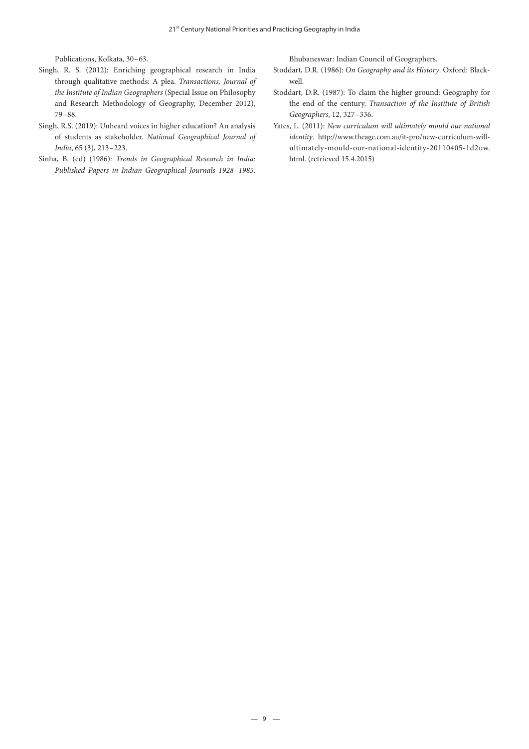Publications, Kolkata, 30–63.

Singh, R. S. (2012): Enriching geographical research in India through qualitative methods: A plea. *Transactions, Journal of the Institute of Indian Geographers* (Special Issue on Philosophy and Research Methodology of Geography, December 2012), 79–88.

Singh, R.S. (2019): Unheard voices in higher education? An analysis of students as stakeholder. *National Geographical Journal of India*, 65 (3), 213–223.

Sinha, B. (ed) (1986): *Trends in Geographical Research in India: Published Papers in Indian Geographical Journals 1928–1985*. Bhubaneswar: Indian Council of Geographers.

Stoddart, D.R. (1986): *On Geography and its History*. Oxford: Blackwell.

Stoddart, D.R. (1987): To claim the higher ground: Geography for the end of the century. *Transaction of the Institute of British Geographers*, 12, 327–336.

Yates, L. (2011): *New curriculum will ultimately mould our national identity*. http://www.theage.com.au/it-pro/new-curriculum-will-ultimately-mould-our-national-identity-20110405-1d2uw.html. (retrieved 15.4.2015)